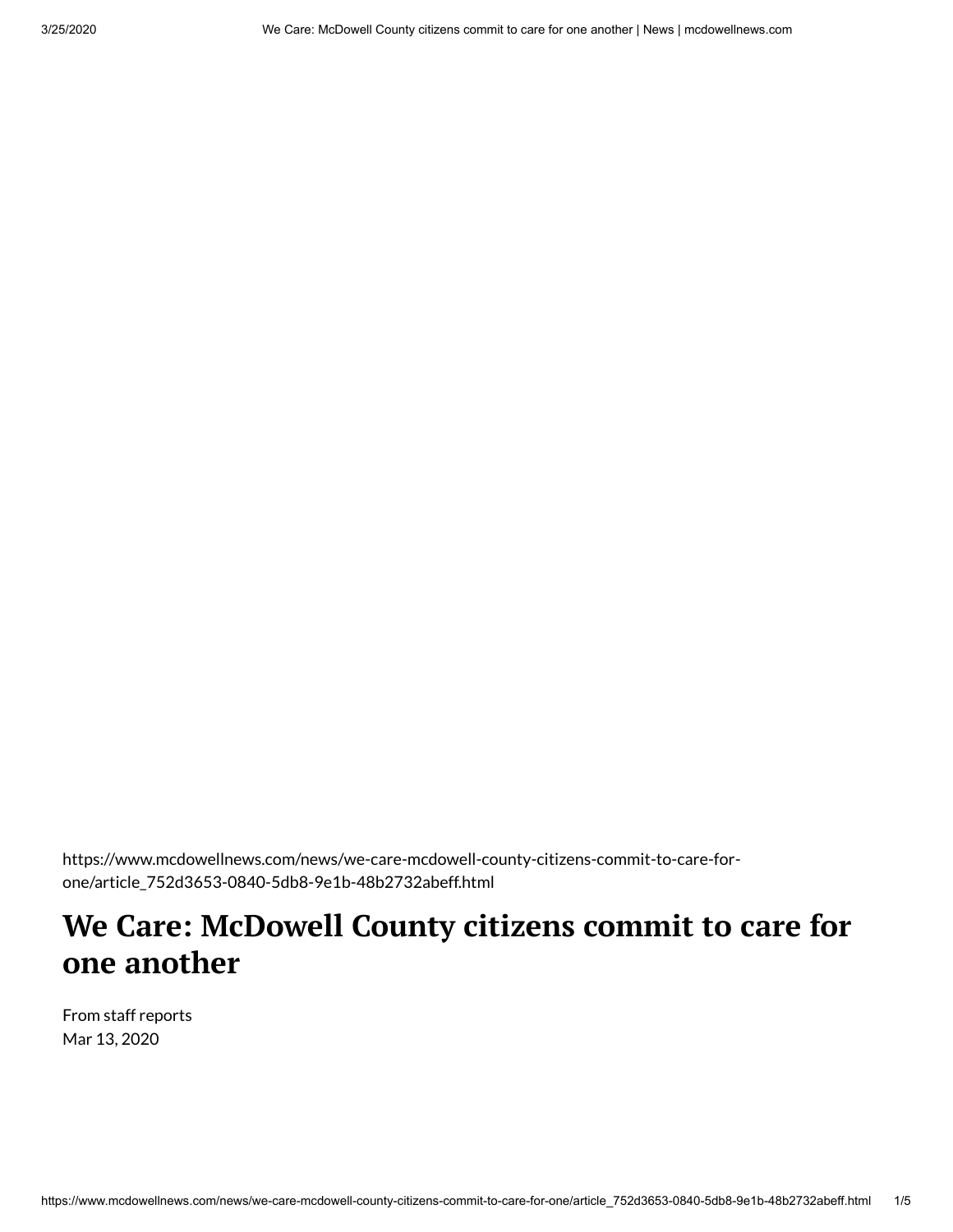https://www.mcdowellnews.com/news/we-care-mcdowell-county-citizens-commit-to-care-for-one/article_752d3653-0840-5db8-9e1b-48b2732abeff.html

# We Care: McDowell County citizens commit to care for one another

From staff reports
Mar 13, 2020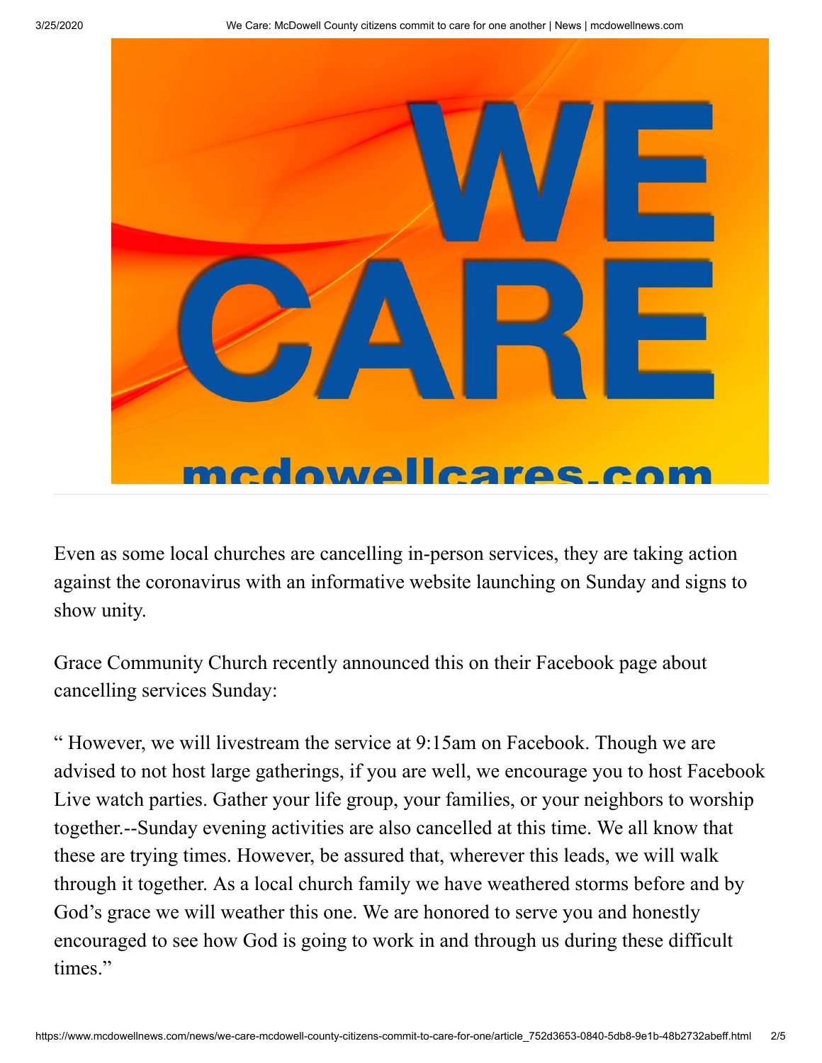Even as some local churches are cancelling in-person services, they are taking action against the coronavirus with an informative website launching on Sunday and signs to show unity.

Grace Community Church recently announced this on their Facebook page about cancelling services Sunday:

" However, we will livestream the service at 9:15am on Facebook. Though we are advised to not host large gatherings, if you are well, we encourage you to host Facebook Live watch parties. Gather your life group, your families, or your neighbors to worship together.--Sunday evening activities are also cancelled at this time. We all know that these are trying times. However, be assured that, wherever this leads, we will walk through it together. As a local church family we have weathered storms before and by God's grace we will weather this one. We are honored to serve you and honestly encouraged to see how God is going to work in and through us during these difficult times."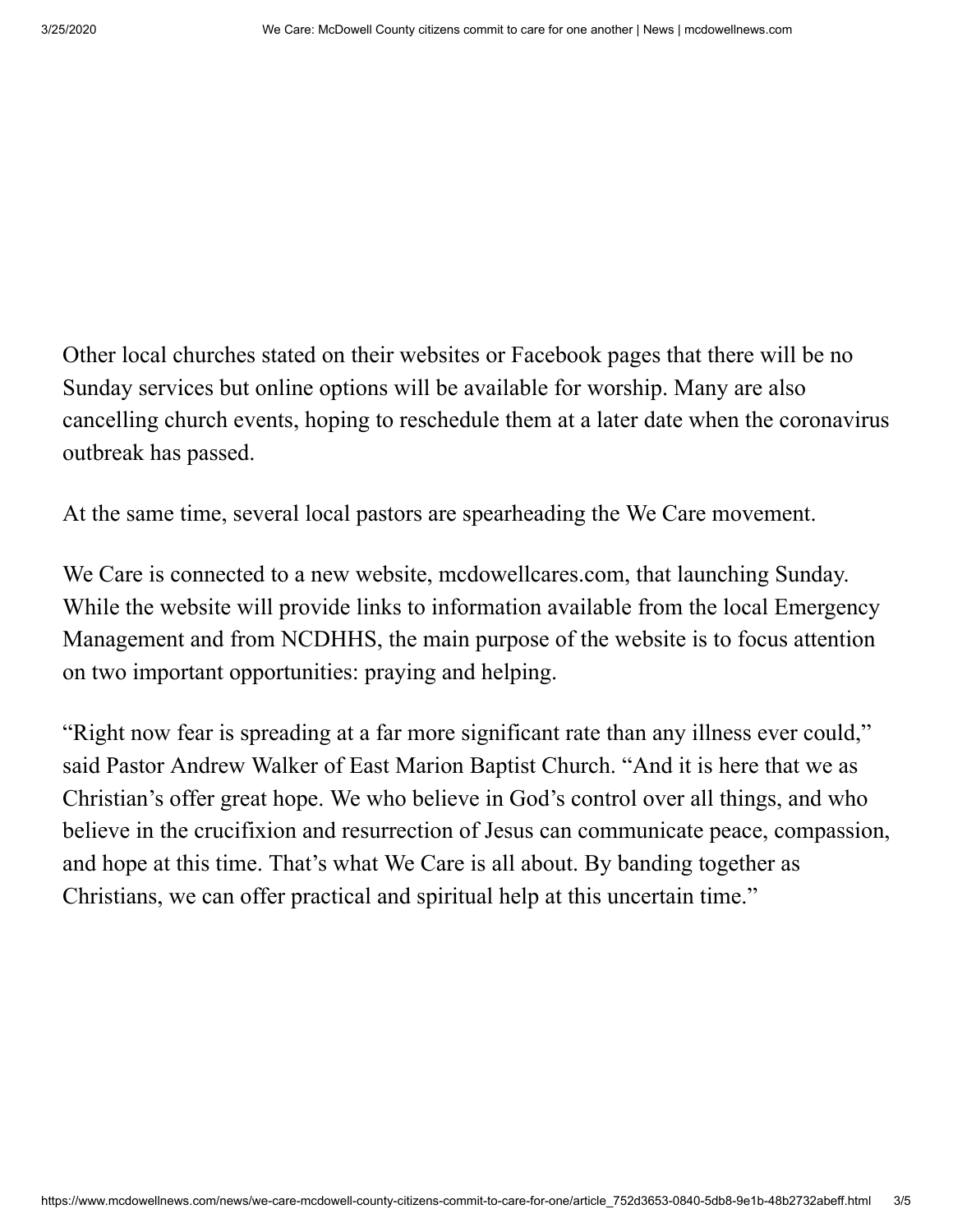Other local churches stated on their websites or Facebook pages that there will be no Sunday services but online options will be available for worship. Many are also cancelling church events, hoping to reschedule them at a later date when the coronavirus outbreak has passed.

At the same time, several local pastors are spearheading the We Care movement.

We Care is connected to a new website, mcdowellcares.com, that launching Sunday. While the website will provide links to information available from the local Emergency Management and from NCDHHS, the main purpose of the website is to focus attention on two important opportunities: praying and helping.

“Right now fear is spreading at a far more significant rate than any illness ever could,” said Pastor Andrew Walker of East Marion Baptist Church. “And it is here that we as Christian’s offer great hope. We who believe in God’s control over all things, and who believe in the crucifixion and resurrection of Jesus can communicate peace, compassion, and hope at this time. That’s what We Care is all about. By banding together as Christians, we can offer practical and spiritual help at this uncertain time.”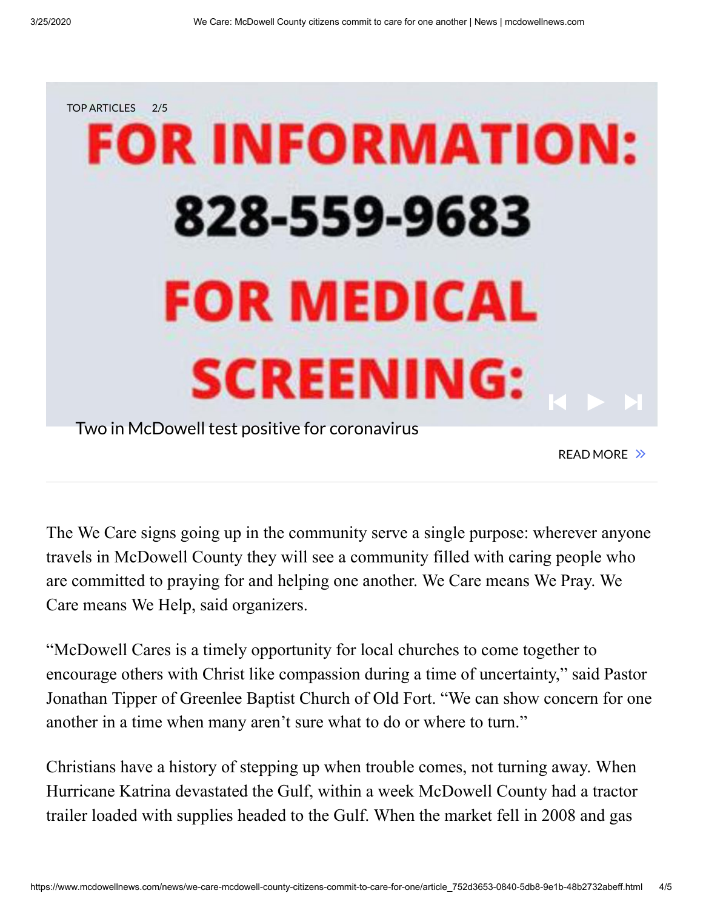TOP ARTICLES 2/5

FOR INFORMATION: 828-559-9683 FOR MEDICAL SCREENING:

Two in McDowell test positive for coronavirus

READ MORE

The We Care signs going up in the community serve a single purpose: wherever anyone travels in McDowell County they will see a community filled with caring people who are committed to praying for and helping one another. We Care means We Pray. We Care means We Help, said organizers.

"McDowell Cares is a timely opportunity for local churches to come together to encourage others with Christ like compassion during a time of uncertainty," said Pastor Jonathan Tipper of Greenlee Baptist Church of Old Fort. "We can show concern for one another in a time when many aren't sure what to do or where to turn."

Christians have a history of stepping up when trouble comes, not turning away. When Hurricane Katrina devastated the Gulf, within a week McDowell County had a tractor trailer loaded with supplies headed to the Gulf. When the market fell in 2008 and gas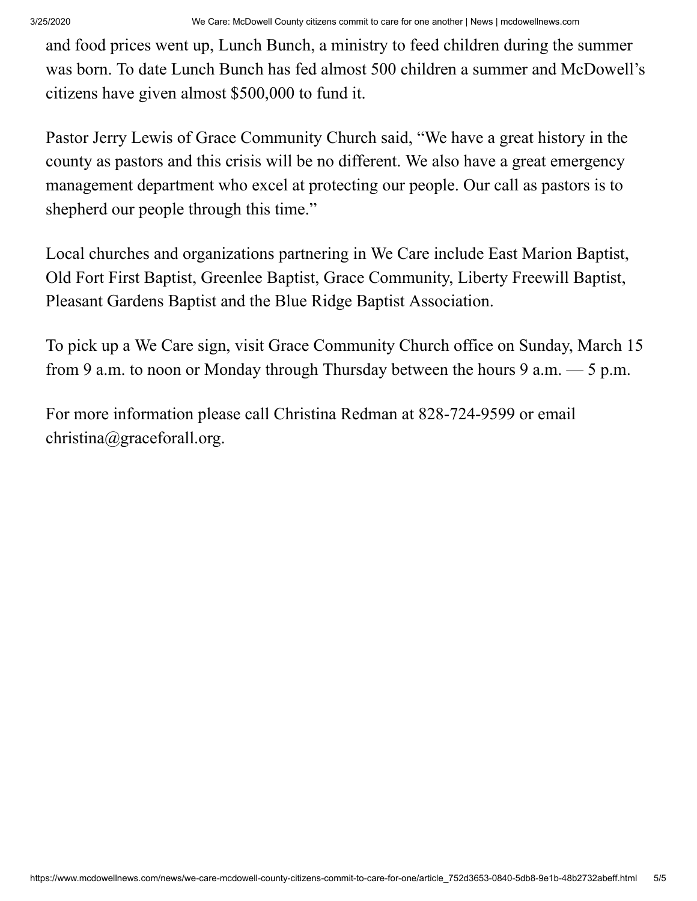and food prices went up, Lunch Bunch, a ministry to feed children during the summer was born. To date Lunch Bunch has fed almost 500 children a summer and McDowell's citizens have given almost $500,000 to fund it.

Pastor Jerry Lewis of Grace Community Church said, "We have a great history in the county as pastors and this crisis will be no different. We also have a great emergency management department who excel at protecting our people. Our call as pastors is to shepherd our people through this time."

Local churches and organizations partnering in We Care include East Marion Baptist, Old Fort First Baptist, Greenlee Baptist, Grace Community, Liberty Freewill Baptist, Pleasant Gardens Baptist and the Blue Ridge Baptist Association.

To pick up a We Care sign, visit Grace Community Church office on Sunday, March 15 from 9 a.m. to noon or Monday through Thursday between the hours 9 a.m. — 5 p.m.

For more information please call Christina Redman at 828-724-9599 or email christina@graceforall.org.